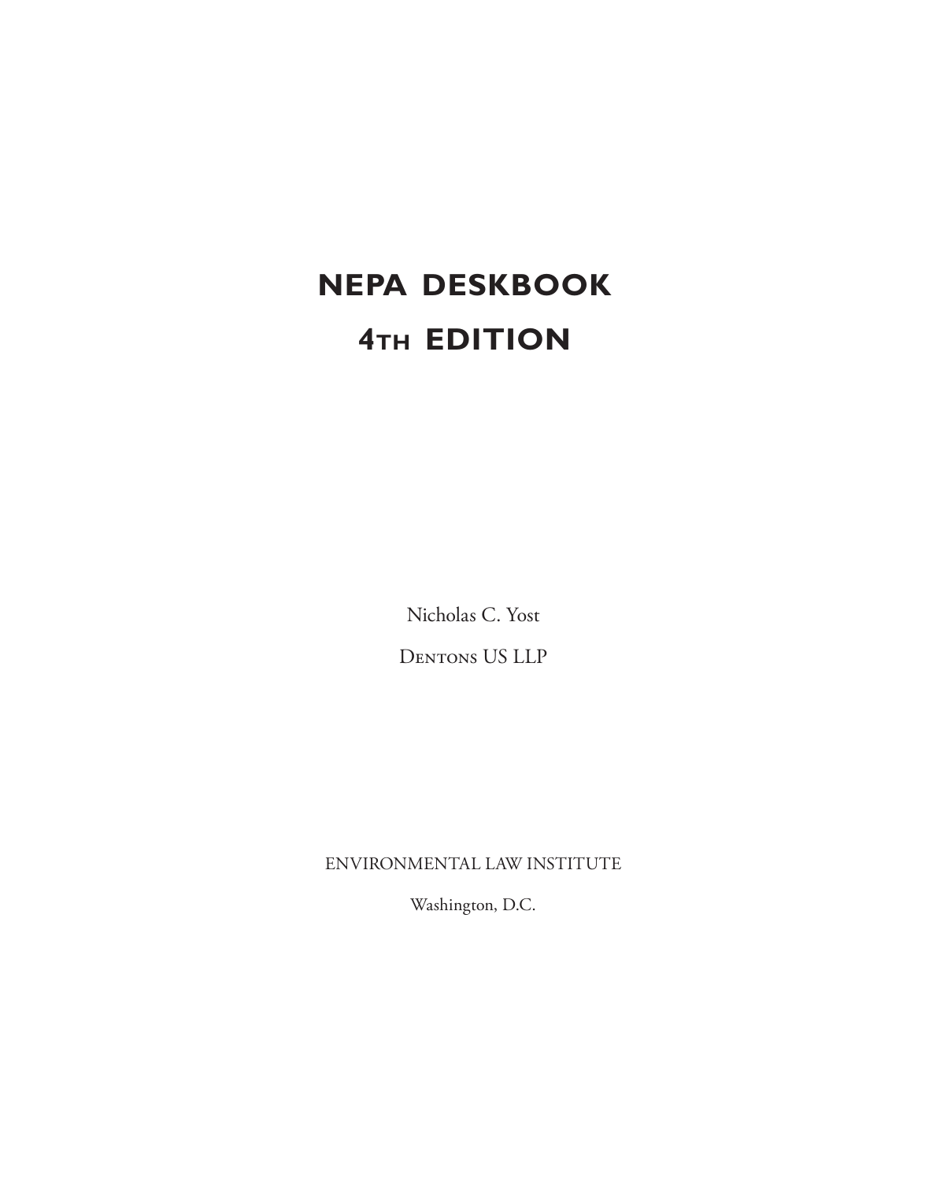# NEPA DESKBOOK

# 4TH EDITION

Nicholas C. Yost

DENTONS US LLP

ENVIRONMENTAL LAW INSTITUTE

Washington, D.C.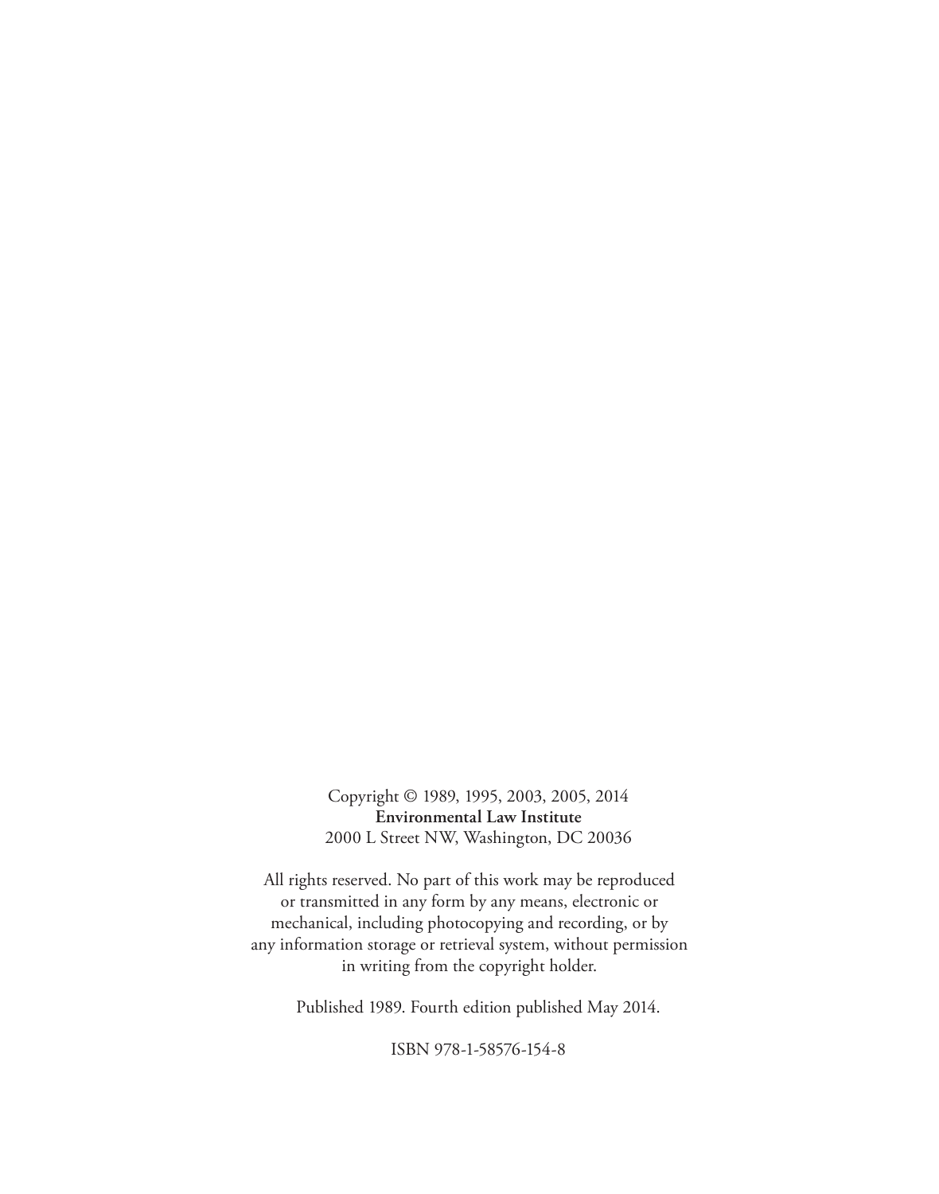Copyright © 1989, 1995, 2003, 2005, 2014
**Environmental Law Institute**
2000 L Street NW, Washington, DC 20036

All rights reserved. No part of this work may be reproduced or transmitted in any form by any means, electronic or mechanical, including photocopying and recording, or by any information storage or retrieval system, without permission in writing from the copyright holder.

Published 1989. Fourth edition published May 2014.

ISBN 978-1-58576-154-8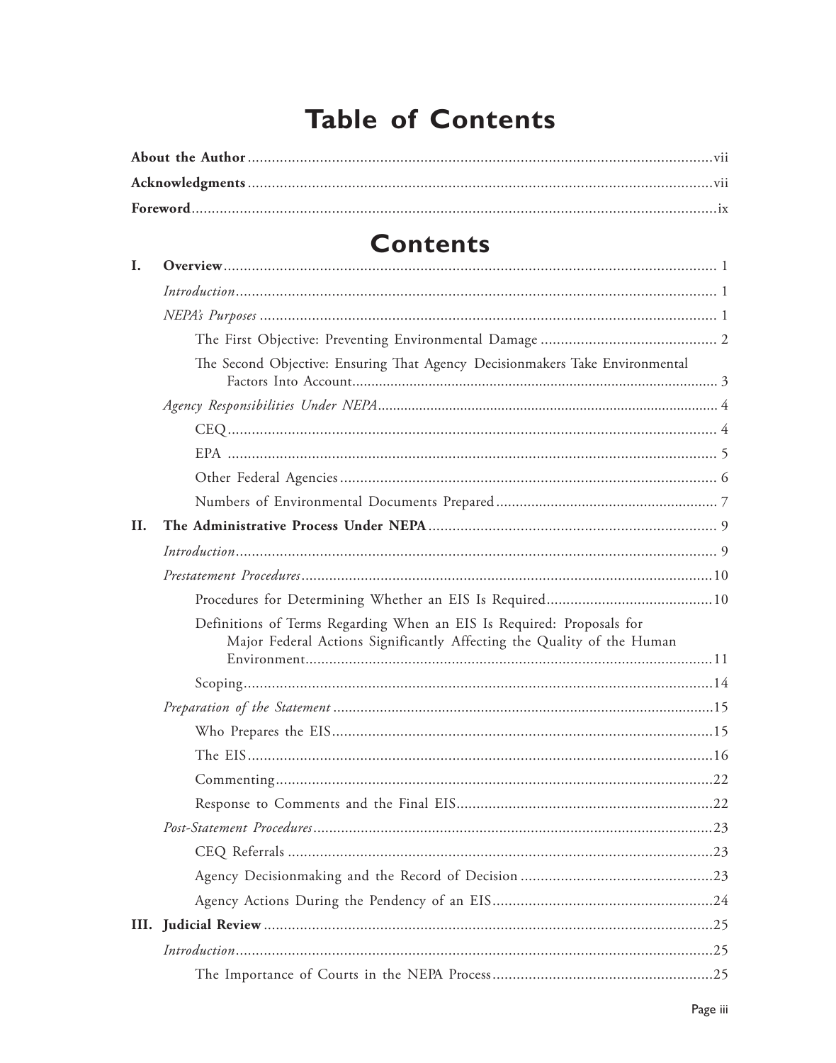# Table of Contents

**About the Author** ..... vii

**Acknowledgments** ..... vii

**Foreword** ..... ix

# Contents

**I. Overview** ..... 1

- *Introduction* ..... 1
- *NEPA's Purposes* ..... 1
  - The First Objective: Preventing Environmental Damage ..... 2
  - The Second Objective: Ensuring That Agency Decisionmakers Take Environmental Factors Into Account ..... 3
- *Agency Responsibilities Under NEPA* ..... 4
  - CEQ ..... 4
  - EPA ..... 5
  - Other Federal Agencies ..... 6
  - Numbers of Environmental Documents Prepared ..... 7

**II. The Administrative Process Under NEPA** ..... 9

- *Introduction* ..... 9
- *Prestatement Procedures* ..... 10
  - Procedures for Determining Whether an EIS Is Required ..... 10
  - Definitions of Terms Regarding When an EIS Is Required: Proposals for Major Federal Actions Significantly Affecting the Quality of the Human Environment ..... 11
  - Scoping ..... 14
- *Preparation of the Statement* ..... 15
  - Who Prepares the EIS ..... 15
  - The EIS ..... 16
  - Commenting ..... 22
  - Response to Comments and the Final EIS ..... 22
- *Post-Statement Procedures* ..... 23
  - CEQ Referrals ..... 23
  - Agency Decisionmaking and the Record of Decision ..... 23
  - Agency Actions During the Pendency of an EIS ..... 24

**III. Judicial Review** ..... 25

- *Introduction* ..... 25
  - The Importance of Courts in the NEPA Process ..... 25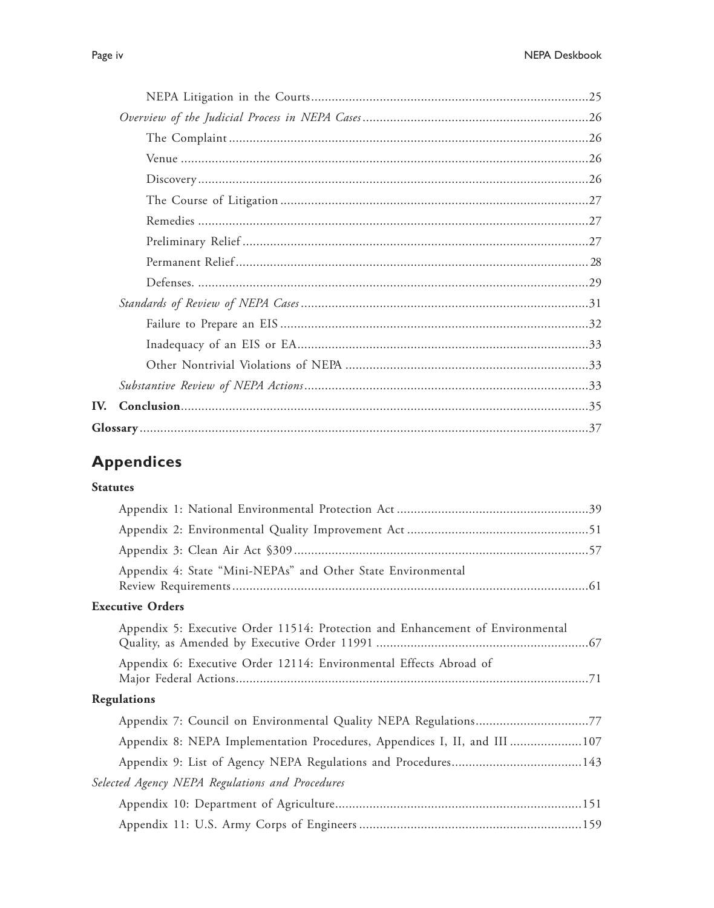NEPA Litigation in the Courts ....................25

*Overview of the Judicial Process in NEPA Cases* ....................26

The Complaint ....................26

Venue ....................26

Discovery ....................26

The Course of Litigation ....................27

Remedies ....................27

Preliminary Relief ....................27

Permanent Relief ....................28

Defenses. ....................29

*Standards of Review of NEPA Cases* ....................31

Failure to Prepare an EIS ....................32

Inadequacy of an EIS or EA ....................33

Other Nontrivial Violations of NEPA ....................33

*Substantive Review of NEPA Actions* ....................33

**IV. Conclusion** ....................35

**Glossary** ....................37

## Appendices

**Statutes**

Appendix 1: National Environmental Protection Act ....................39

Appendix 2: Environmental Quality Improvement Act ....................51

Appendix 3: Clean Air Act §309 ....................57

Appendix 4: State "Mini-NEPAs" and Other State Environmental Review Requirements ....................61

**Executive Orders**

Appendix 5: Executive Order 11514: Protection and Enhancement of Environmental Quality, as Amended by Executive Order 11991 ....................67

Appendix 6: Executive Order 12114: Environmental Effects Abroad of Major Federal Actions ....................71

**Regulations**

Appendix 7: Council on Environmental Quality NEPA Regulations ....................77

Appendix 8: NEPA Implementation Procedures, Appendices I, II, and III ....................107

Appendix 9: List of Agency NEPA Regulations and Procedures ....................143

*Selected Agency NEPA Regulations and Procedures*

Appendix 10: Department of Agriculture ....................151

Appendix 11: U.S. Army Corps of Engineers ....................159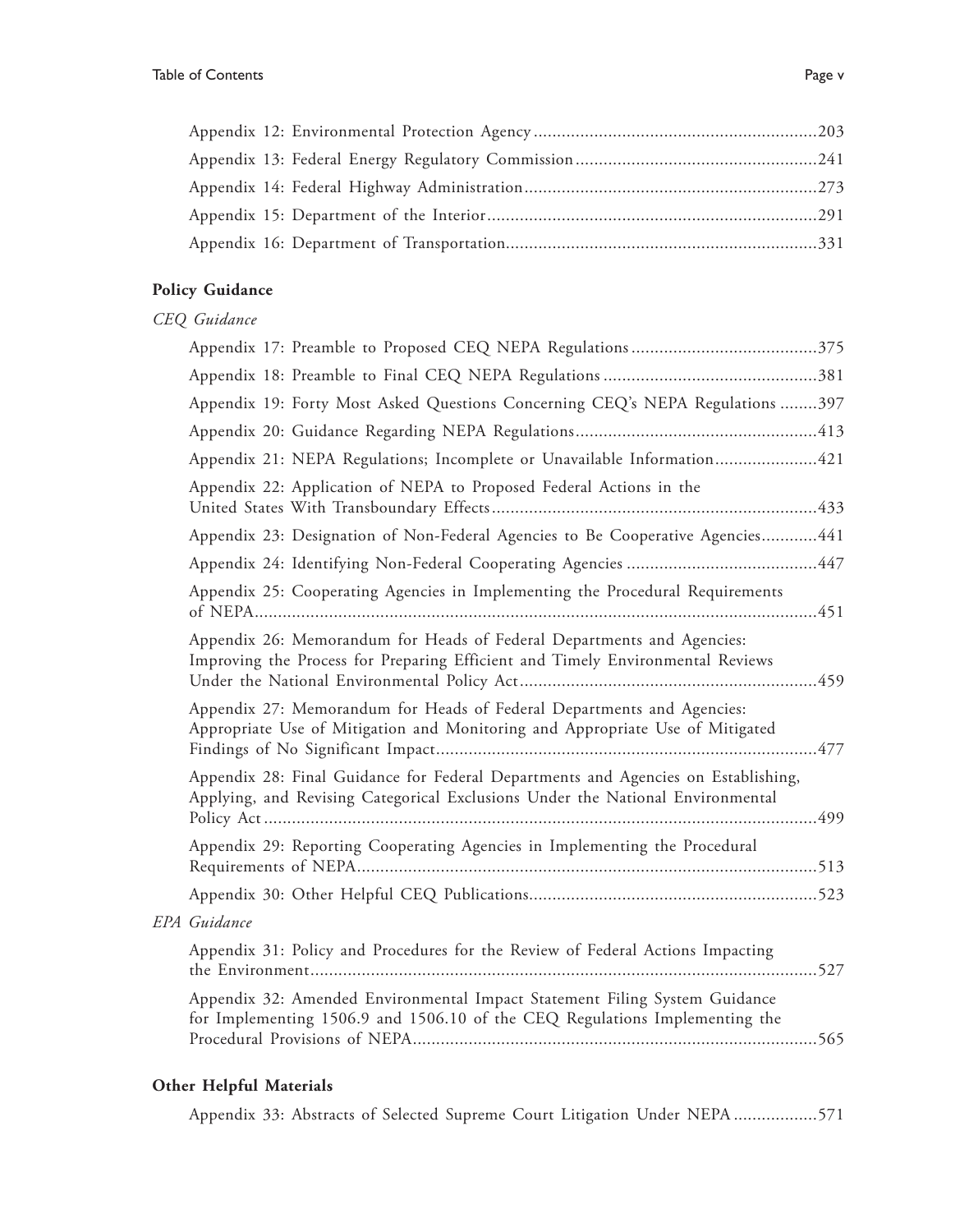Appendix 12: Environmental Protection Agency ............................................................203

Appendix 13: Federal Energy Regulatory Commission ....................................................241

Appendix 14: Federal Highway Administration...............................................................273

Appendix 15: Department of the Interior.......................................................................291

Appendix 16: Department of Transportation..................................................................331

## Policy Guidance

*CEQ Guidance*

Appendix 17: Preamble to Proposed CEQ NEPA Regulations ........................................375

Appendix 18: Preamble to Final CEQ NEPA Regulations ..............................................381

Appendix 19: Forty Most Asked Questions Concerning CEQ's NEPA Regulations ........397

Appendix 20: Guidance Regarding NEPA Regulations....................................................413

Appendix 21: NEPA Regulations; Incomplete or Unavailable Information......................421

Appendix 22: Application of NEPA to Proposed Federal Actions in the United States With Transboundary Effects.....................................................................433

Appendix 23: Designation of Non-Federal Agencies to Be Cooperative Agencies............441

Appendix 24: Identifying Non-Federal Cooperating Agencies .........................................447

Appendix 25: Cooperating Agencies in Implementing the Procedural Requirements of NEPA.......................................................................................................................451

Appendix 26: Memorandum for Heads of Federal Departments and Agencies: Improving the Process for Preparing Efficient and Timely Environmental Reviews Under the National Environmental Policy Act...............................................................459

Appendix 27: Memorandum for Heads of Federal Departments and Agencies: Appropriate Use of Mitigation and Monitoring and Appropriate Use of Mitigated Findings of No Significant Impact.................................................................................477

Appendix 28: Final Guidance for Federal Departments and Agencies on Establishing, Applying, and Revising Categorical Exclusions Under the National Environmental Policy Act ......................................................................................................................499

Appendix 29: Reporting Cooperating Agencies in Implementing the Procedural Requirements of NEPA..................................................................................................513

Appendix 30: Other Helpful CEQ Publications.............................................................523

*EPA Guidance*

Appendix 31: Policy and Procedures for the Review of Federal Actions Impacting the Environment............................................................................................................527

Appendix 32: Amended Environmental Impact Statement Filing System Guidance for Implementing 1506.9 and 1506.10 of the CEQ Regulations Implementing the Procedural Provisions of NEPA......................................................................................565

## Other Helpful Materials

Appendix 33: Abstracts of Selected Supreme Court Litigation Under NEPA ..................571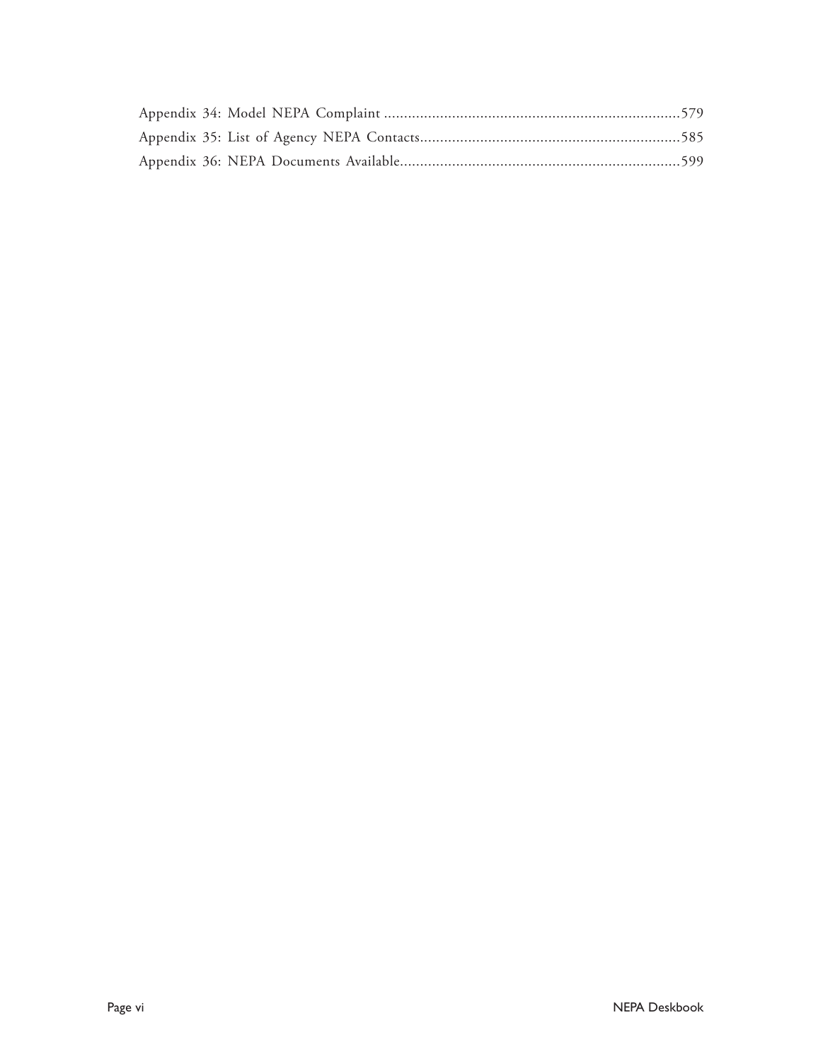Appendix 34: Model NEPA Complaint ....................................................................579

Appendix 35: List of Agency NEPA Contacts.....................................................................585

Appendix 36: NEPA Documents Available.......................................................................599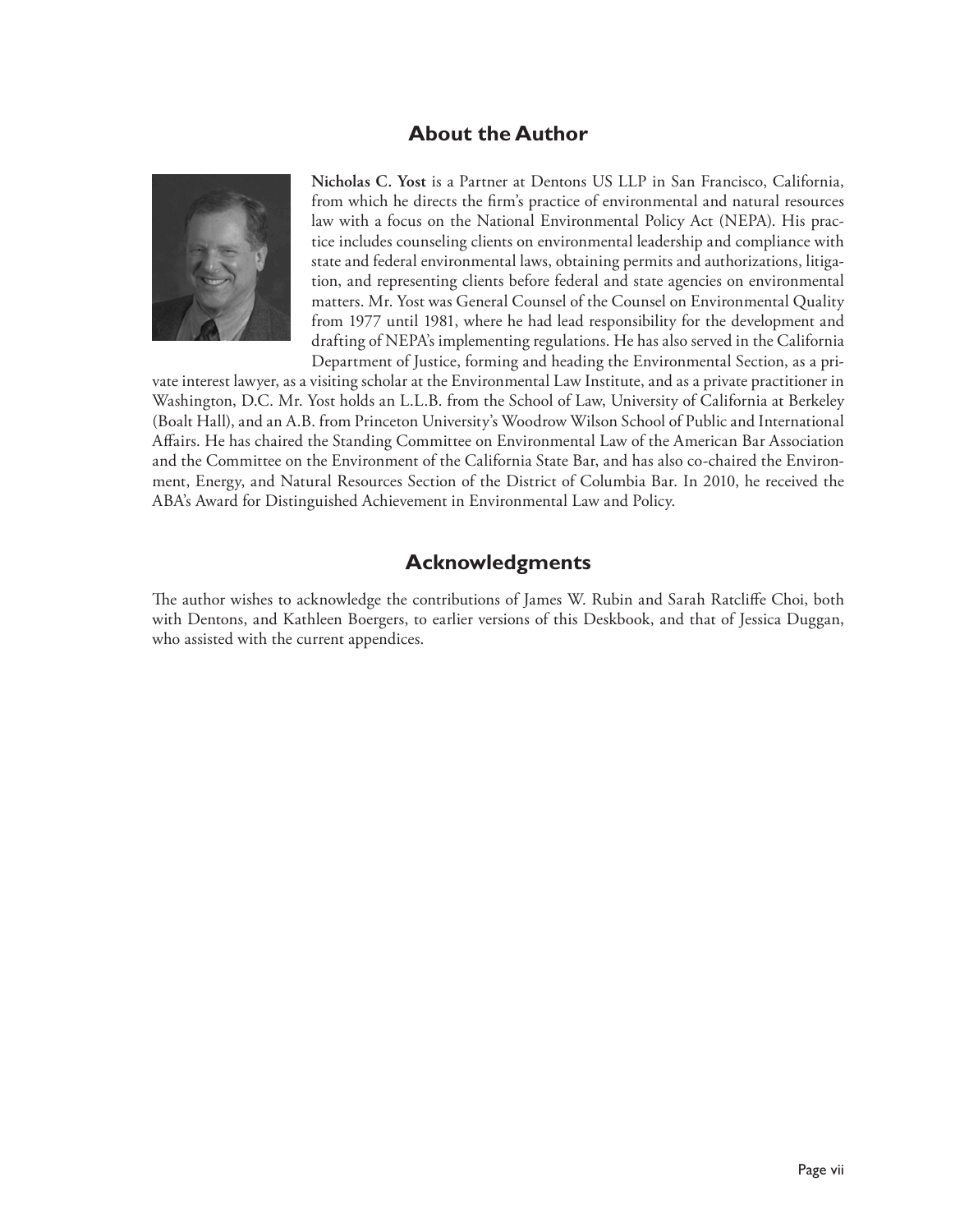## About the Author

**Nicholas C. Yost** is a Partner at Dentons US LLP in San Francisco, California, from which he directs the firm's practice of environmental and natural resources law with a focus on the National Environmental Policy Act (NEPA). His practice includes counseling clients on environmental leadership and compliance with state and federal environmental laws, obtaining permits and authorizations, litigation, and representing clients before federal and state agencies on environmental matters. Mr. Yost was General Counsel of the Counsel on Environmental Quality from 1977 until 1981, where he had lead responsibility for the development and drafting of NEPA's implementing regulations. He has also served in the California Department of Justice, forming and heading the Environmental Section, as a private interest lawyer, as a visiting scholar at the Environmental Law Institute, and as a private practitioner in Washington, D.C. Mr. Yost holds an L.L.B. from the School of Law, University of California at Berkeley (Boalt Hall), and an A.B. from Princeton University's Woodrow Wilson School of Public and International Affairs. He has chaired the Standing Committee on Environmental Law of the American Bar Association and the Committee on the Environment of the California State Bar, and has also co-chaired the Environment, Energy, and Natural Resources Section of the District of Columbia Bar. In 2010, he received the ABA's Award for Distinguished Achievement in Environmental Law and Policy.

## Acknowledgments

The author wishes to acknowledge the contributions of James W. Rubin and Sarah Ratcliffe Choi, both with Dentons, and Kathleen Boergers, to earlier versions of this Deskbook, and that of Jessica Duggan, who assisted with the current appendices.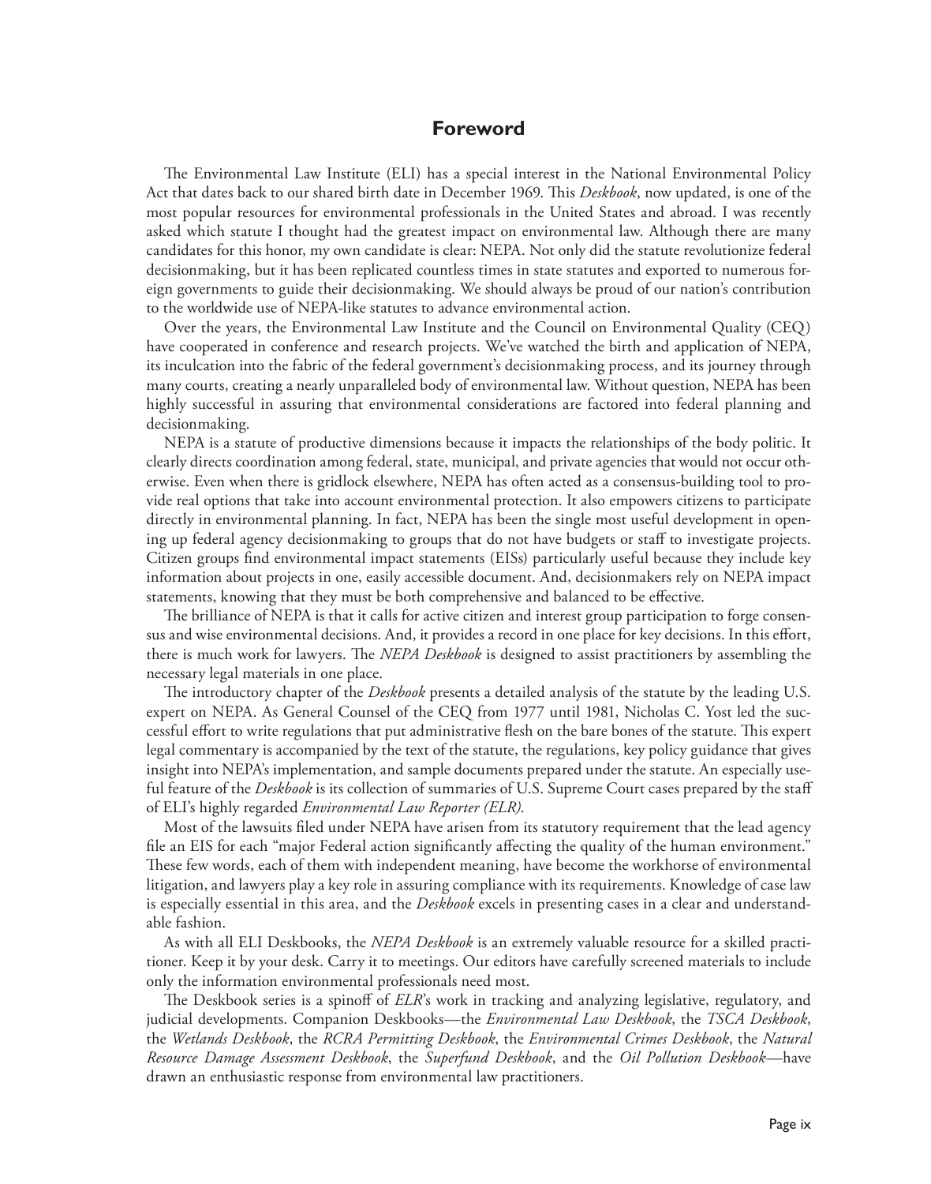## Foreword

The Environmental Law Institute (ELI) has a special interest in the National Environmental Policy Act that dates back to our shared birth date in December 1969. This *Deskbook*, now updated, is one of the most popular resources for environmental professionals in the United States and abroad. I was recently asked which statute I thought had the greatest impact on environmental law. Although there are many candidates for this honor, my own candidate is clear: NEPA. Not only did the statute revolutionize federal decisionmaking, but it has been replicated countless times in state statutes and exported to numerous foreign governments to guide their decisionmaking. We should always be proud of our nation's contribution to the worldwide use of NEPA-like statutes to advance environmental action.

Over the years, the Environmental Law Institute and the Council on Environmental Quality (CEQ) have cooperated in conference and research projects. We've watched the birth and application of NEPA, its inculcation into the fabric of the federal government's decisionmaking process, and its journey through many courts, creating a nearly unparalleled body of environmental law. Without question, NEPA has been highly successful in assuring that environmental considerations are factored into federal planning and decisionmaking.

NEPA is a statute of productive dimensions because it impacts the relationships of the body politic. It clearly directs coordination among federal, state, municipal, and private agencies that would not occur otherwise. Even when there is gridlock elsewhere, NEPA has often acted as a consensus-building tool to provide real options that take into account environmental protection. It also empowers citizens to participate directly in environmental planning. In fact, NEPA has been the single most useful development in opening up federal agency decisionmaking to groups that do not have budgets or staff to investigate projects. Citizen groups find environmental impact statements (EISs) particularly useful because they include key information about projects in one, easily accessible document. And, decisionmakers rely on NEPA impact statements, knowing that they must be both comprehensive and balanced to be effective.

The brilliance of NEPA is that it calls for active citizen and interest group participation to forge consensus and wise environmental decisions. And, it provides a record in one place for key decisions. In this effort, there is much work for lawyers. The *NEPA Deskbook* is designed to assist practitioners by assembling the necessary legal materials in one place.

The introductory chapter of the *Deskbook* presents a detailed analysis of the statute by the leading U.S. expert on NEPA. As General Counsel of the CEQ from 1977 until 1981, Nicholas C. Yost led the successful effort to write regulations that put administrative flesh on the bare bones of the statute. This expert legal commentary is accompanied by the text of the statute, the regulations, key policy guidance that gives insight into NEPA's implementation, and sample documents prepared under the statute. An especially useful feature of the *Deskbook* is its collection of summaries of U.S. Supreme Court cases prepared by the staff of ELI's highly regarded *Environmental Law Reporter (ELR)*.

Most of the lawsuits filed under NEPA have arisen from its statutory requirement that the lead agency file an EIS for each "major Federal action significantly affecting the quality of the human environment." These few words, each of them with independent meaning, have become the workhorse of environmental litigation, and lawyers play a key role in assuring compliance with its requirements. Knowledge of case law is especially essential in this area, and the *Deskbook* excels in presenting cases in a clear and understandable fashion.

As with all ELI Deskbooks, the *NEPA Deskbook* is an extremely valuable resource for a skilled practitioner. Keep it by your desk. Carry it to meetings. Our editors have carefully screened materials to include only the information environmental professionals need most.

The Deskbook series is a spinoff of *ELR*'s work in tracking and analyzing legislative, regulatory, and judicial developments. Companion Deskbooks—the *Environmental Law Deskbook*, the *TSCA Deskbook*, the *Wetlands Deskbook*, the *RCRA Permitting Deskbook*, the *Environmental Crimes Deskbook*, the *Natural Resource Damage Assessment Deskbook*, the *Superfund Deskbook*, and the *Oil Pollution Deskbook*—have drawn an enthusiastic response from environmental law practitioners.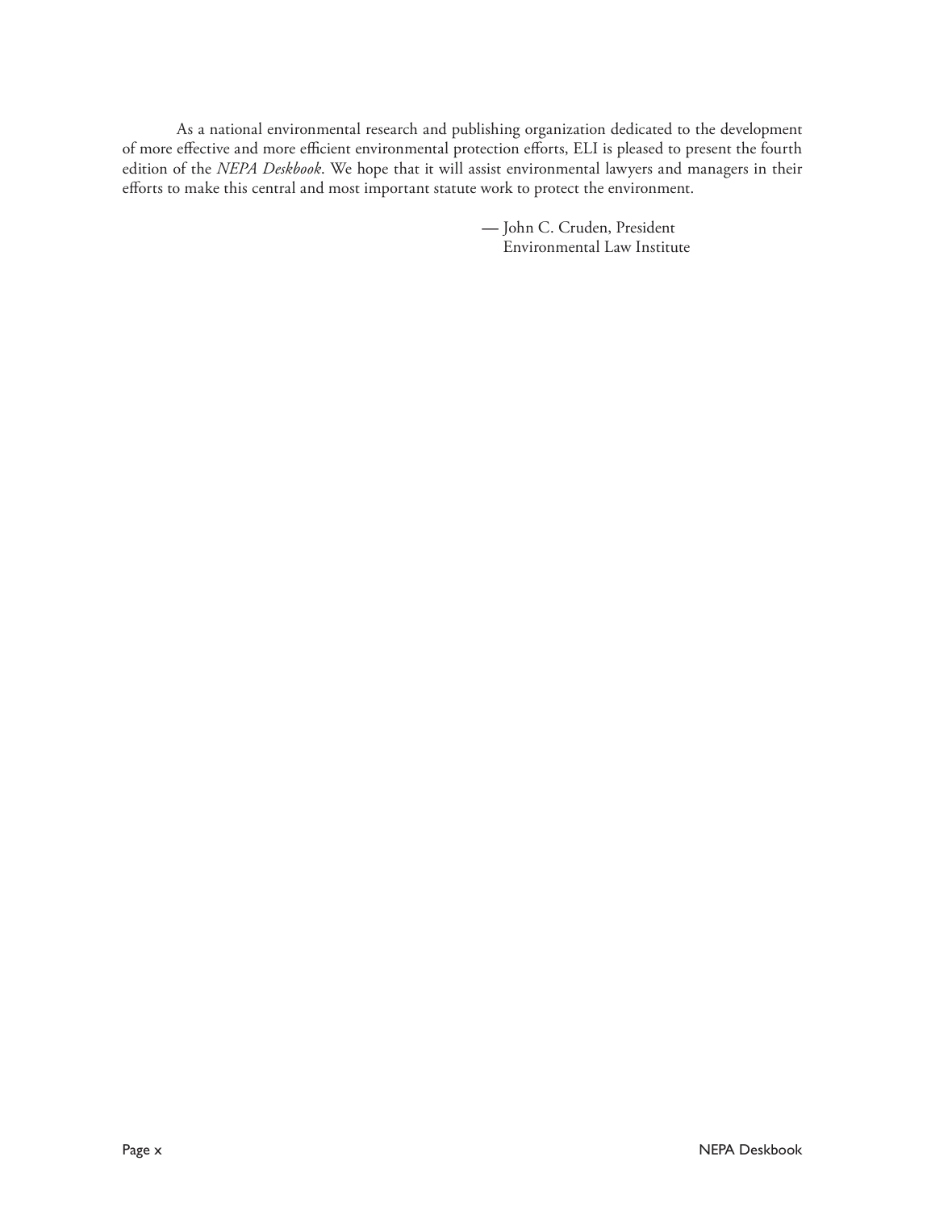As a national environmental research and publishing organization dedicated to the development of more effective and more efficient environmental protection efforts, ELI is pleased to present the fourth edition of the *NEPA Deskbook*. We hope that it will assist environmental lawyers and managers in their efforts to make this central and most important statute work to protect the environment.

— John C. Cruden, President
Environmental Law Institute